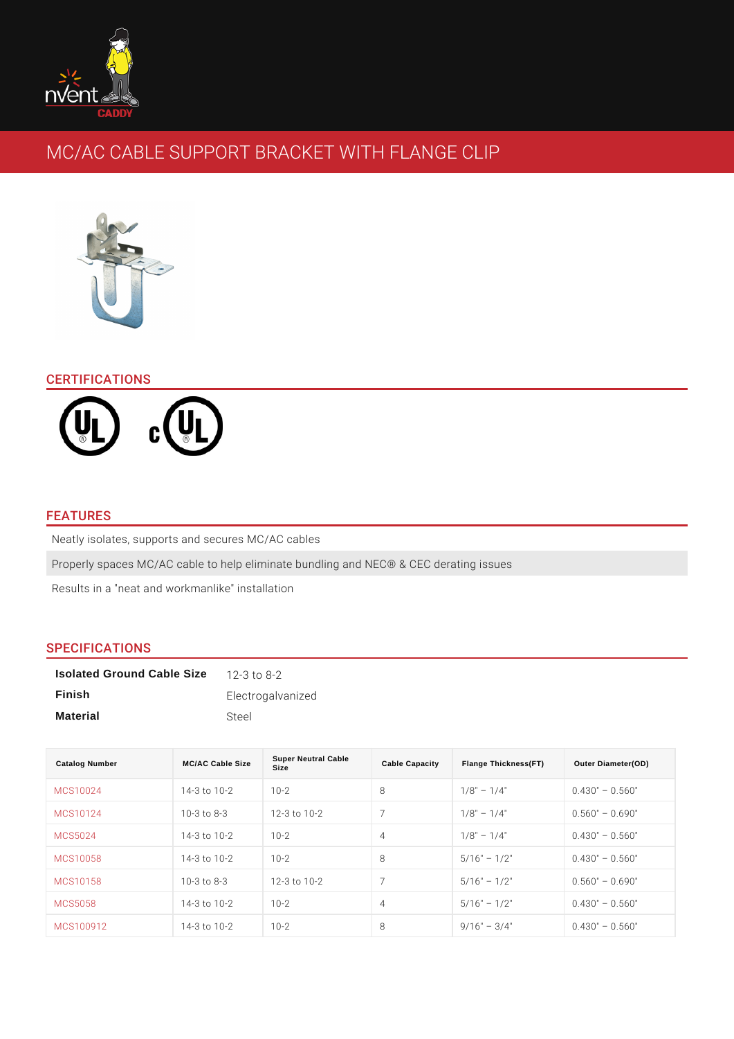# MC/AC CABLE SUPPORT BRACKET WITH FLANGE CLIP

## CERTIFICATIONS

## FEATURES

Neatly isolates, supports and secures MC/AC cables

Properly spaces MC/AC cable to help eliminate bundling and NEC® & CEC derating issues

Results in a "neat and workmanlike" installation

## SPECIFICATIONS

| | |
|---|---|
| **Isolated Ground Cable Size** | 12-3 to 8-2 |
| **Finish** | Electrogalvanized |
| **Material** | Steel |

| Catalog Number | MC/AC Cable Size | Super Neutral Cable Size | Cable Capacity | Flange Thickness(FT) | Outer Diameter(OD) |
|---|---|---|---|---|---|
| MCS10024 | 14-3 to 10-2 | 10-2 | 8 | 1/8" – 1/4" | 0.430" – 0.560" |
| MCS10124 | 10-3 to 8-3 | 12-3 to 10-2 | 7 | 1/8" – 1/4" | 0.560" – 0.690" |
| MCS5024 | 14-3 to 10-2 | 10-2 | 4 | 1/8" – 1/4" | 0.430" – 0.560" |
| MCS10058 | 14-3 to 10-2 | 10-2 | 8 | 5/16" – 1/2" | 0.430" – 0.560" |
| MCS10158 | 10-3 to 8-3 | 12-3 to 10-2 | 7 | 5/16" – 1/2" | 0.560" – 0.690" |
| MCS5058 | 14-3 to 10-2 | 10-2 | 4 | 5/16" – 1/2" | 0.430" – 0.560" |
| MCS100912 | 14-3 to 10-2 | 10-2 | 8 | 9/16" – 3/4" | 0.430" – 0.560" |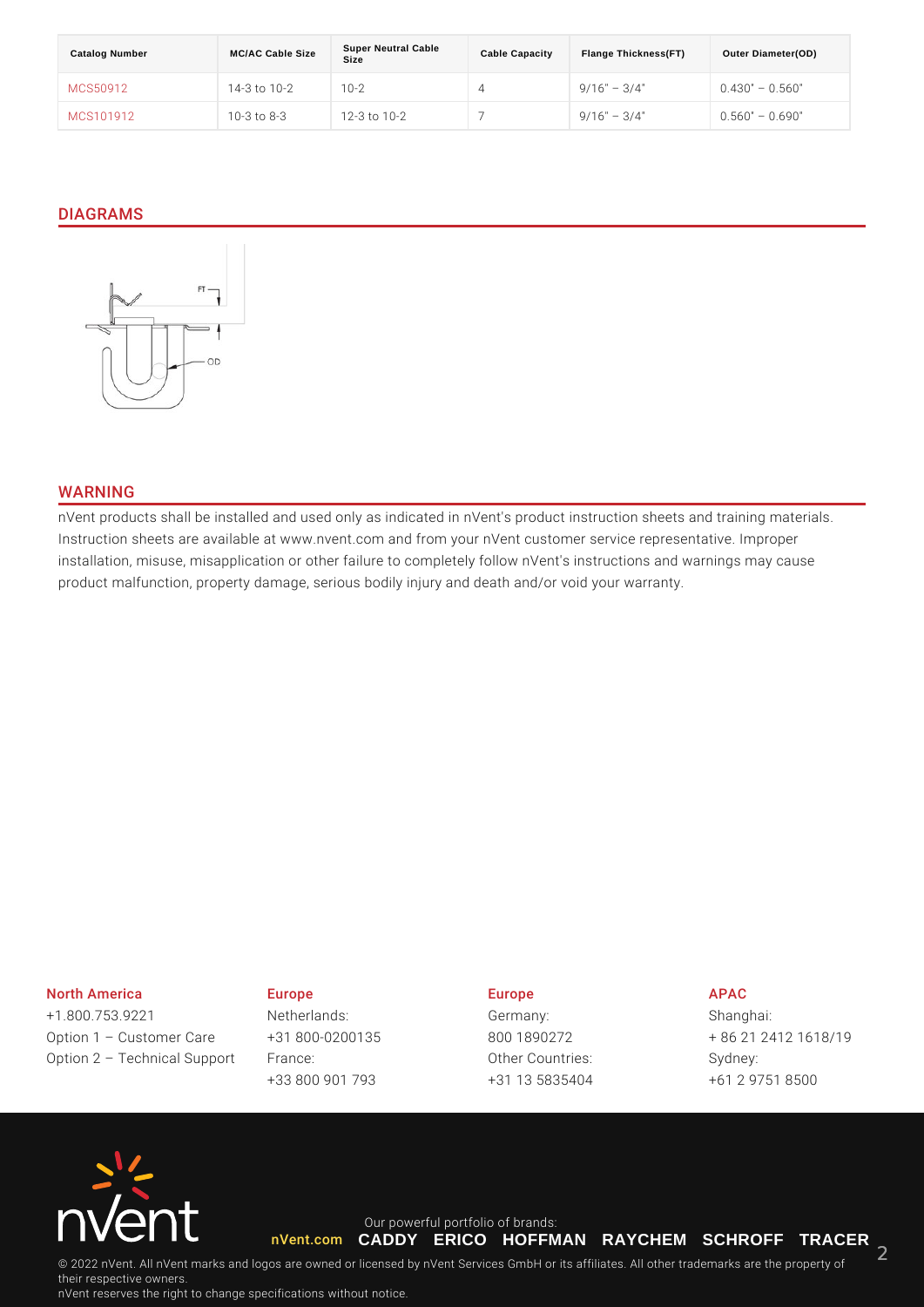| Catalog Number | MC/AC Cable Size | Super Neutral Cable Size | Cable Capacity | Flange Thickness(FT) | Outer Diameter(OD) |
| --- | --- | --- | --- | --- | --- |
| MCS50912 | 14-3 to 10-2 | 10-2 | 4 | 9/16" – 3/4" | 0.430" – 0.560" |
| MCS101912 | 10-3 to 8-3 | 12-3 to 10-2 | 7 | 9/16" – 3/4" | 0.560" – 0.690" |

## DIAGRAMS

FT

OD

## WARNING

nVent products shall be installed and used only as indicated in nVent's product instruction sheets and training materials. Instruction sheets are available at www.nvent.com and from your nVent customer service representative. Improper installation, misuse, misapplication or other failure to completely follow nVent's instructions and warnings may cause product malfunction, property damage, serious bodily injury and death and/or void your warranty.

**North America**
+1.800.753.9221
Option 1 – Customer Care
Option 2 – Technical Support

**Europe**
Netherlands:
+31 800-0200135
France:
+33 800 901 793

**Europe**
Germany:
800 1890272
Other Countries:
+31 13 5835404

**APAC**
Shanghai:
+ 86 21 2412 1618/19
Sydney:
+61 2 9751 8500

Our powerful portfolio of brands:
nVent.com CADDY ERICO HOFFMAN RAYCHEM SCHROFF TRACER

© 2022 nVent. All nVent marks and logos are owned or licensed by nVent Services GmbH or its affiliates. All other trademarks are the property of their respective owners.
nVent reserves the right to change specifications without notice.